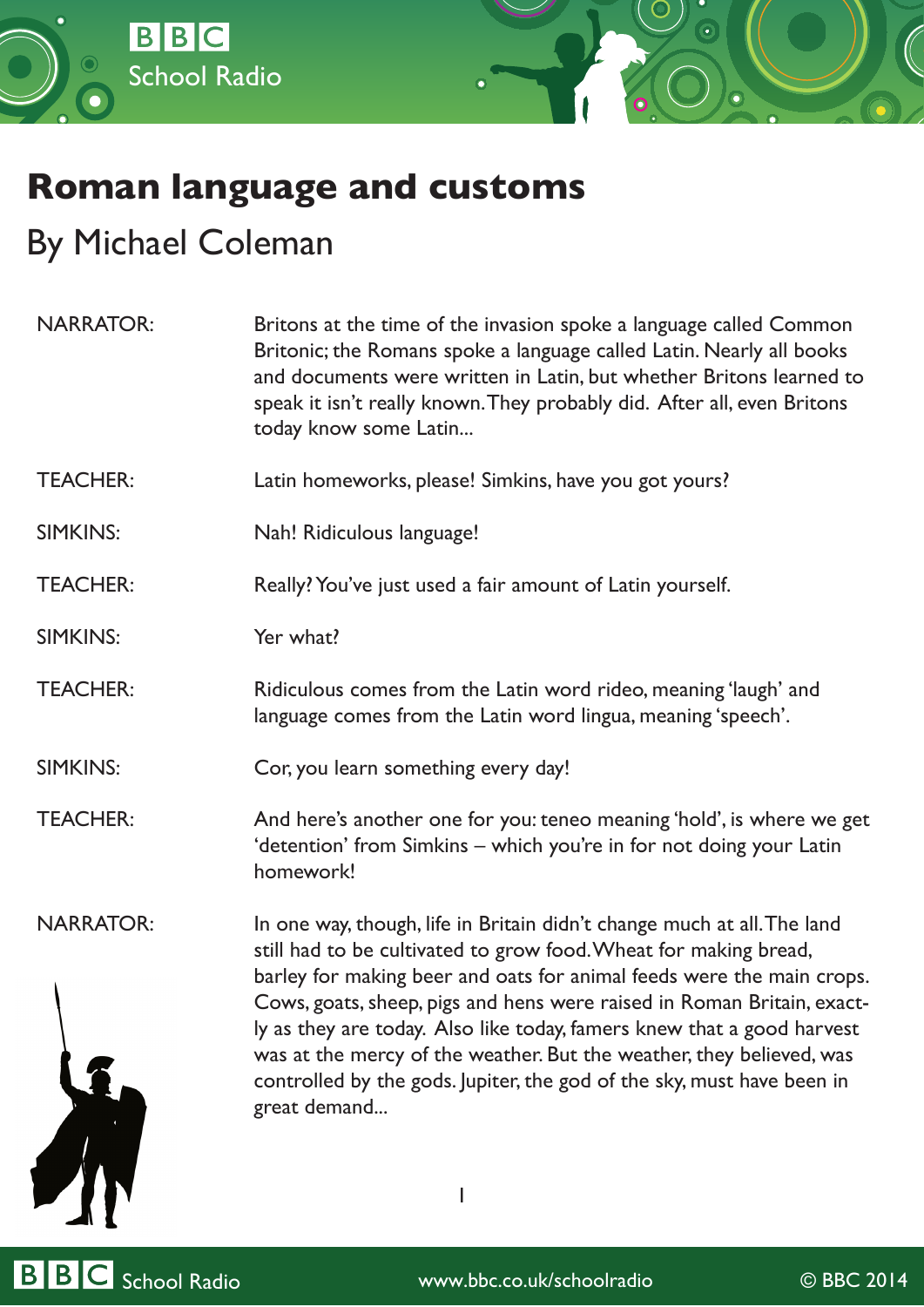# Roman language and customs

## By Michael Coleman

**NARRATOR:** Britons at the time of the invasion spoke a language called Common Britonic; the Romans spoke a language called Latin. Nearly all books and documents were written in Latin, but whether Britons learned to speak it isn't really known. They probably did. After all, even Britons today know some Latin...

**TEACHER:** Latin homeworks, please! Simkins, have you got yours?

**SIMKINS:** Nah! Ridiculous language!

**TEACHER:** Really? You've just used a fair amount of Latin yourself.

**SIMKINS:** Yer what?

**TEACHER:** Ridiculous comes from the Latin word rideo, meaning 'laugh' and language comes from the Latin word lingua, meaning 'speech'.

**SIMKINS:** Cor, you learn something every day!

**TEACHER:** And here's another one for you: teneo meaning 'hold', is where we get 'detention' from Simkins – which you're in for not doing your Latin homework!

**NARRATOR:** In one way, though, life in Britain didn't change much at all. The land still had to be cultivated to grow food. Wheat for making bread, barley for making beer and oats for animal feeds were the main crops. Cows, goats, sheep, pigs and hens were raised in Roman Britain, exactly as they are today. Also like today, famers knew that a good harvest was at the mercy of the weather. But the weather, they believed, was controlled by the gods. Jupiter, the god of the sky, must have been in great demand...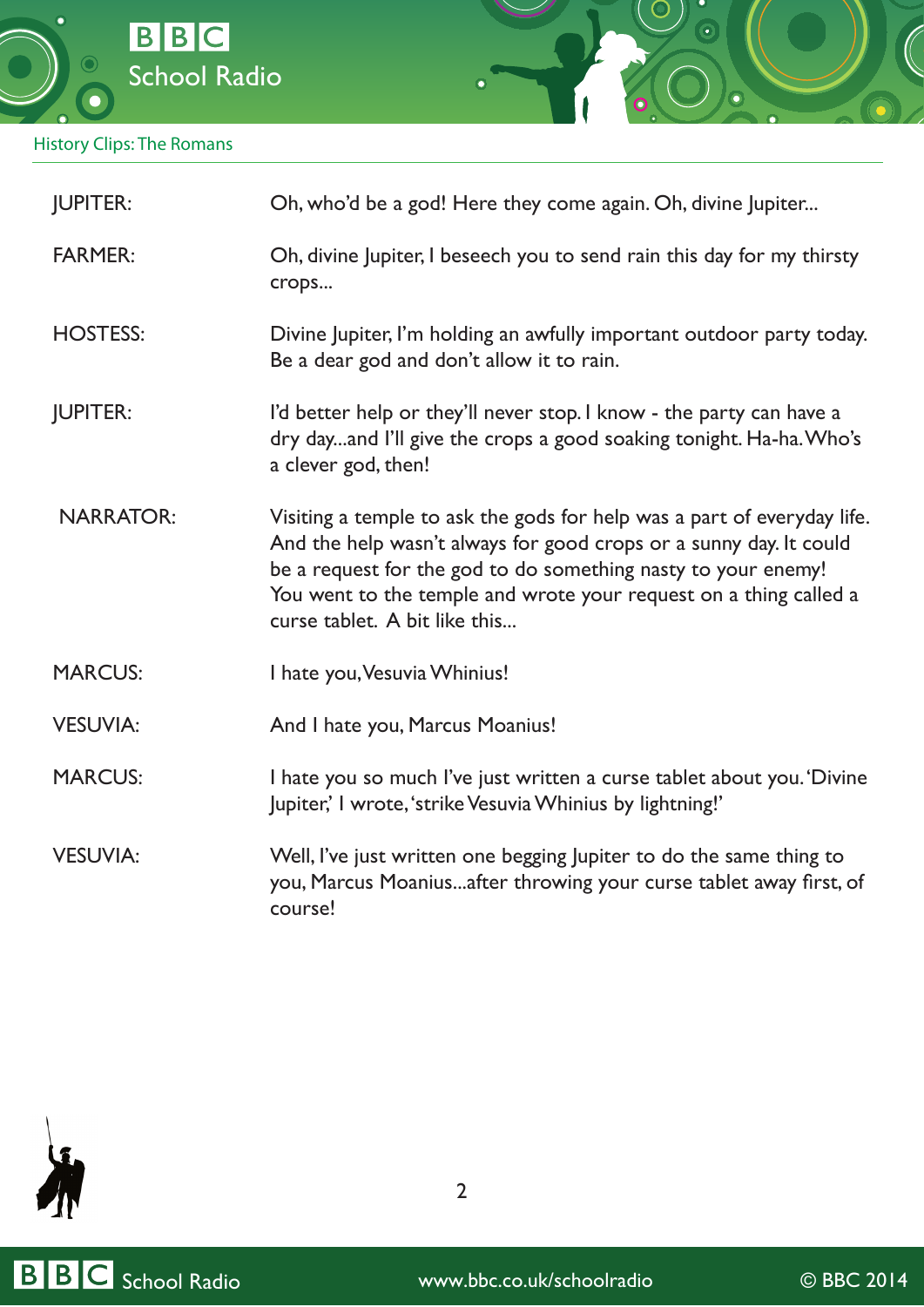| | |
|---|---|
| JUPITER: | Oh, who'd be a god! Here they come again. Oh, divine Jupiter... |
| FARMER: | Oh, divine Jupiter, I beseech you to send rain this day for my thirsty crops... |
| HOSTESS: | Divine Jupiter, I'm holding an awfully important outdoor party today. Be a dear god and don't allow it to rain. |
| JUPITER: | I'd better help or they'll never stop. I know - the party can have a dry day...and I'll give the crops a good soaking tonight. Ha-ha. Who's a clever god, then! |
| NARRATOR: | Visiting a temple to ask the gods for help was a part of everyday life. And the help wasn't always for good crops or a sunny day. It could be a request for the god to do something nasty to your enemy! You went to the temple and wrote your request on a thing called a curse tablet. A bit like this... |
| MARCUS: | I hate you, Vesuvia Whinius! |
| VESUVIA: | And I hate you, Marcus Moanius! |
| MARCUS: | I hate you so much I've just written a curse tablet about you. 'Divine Jupiter,' I wrote, 'strike Vesuvia Whinius by lightning!' |
| VESUVIA: | Well, I've just written one begging Jupiter to do the same thing to you, Marcus Moanius...after throwing your curse tablet away first, of course! |